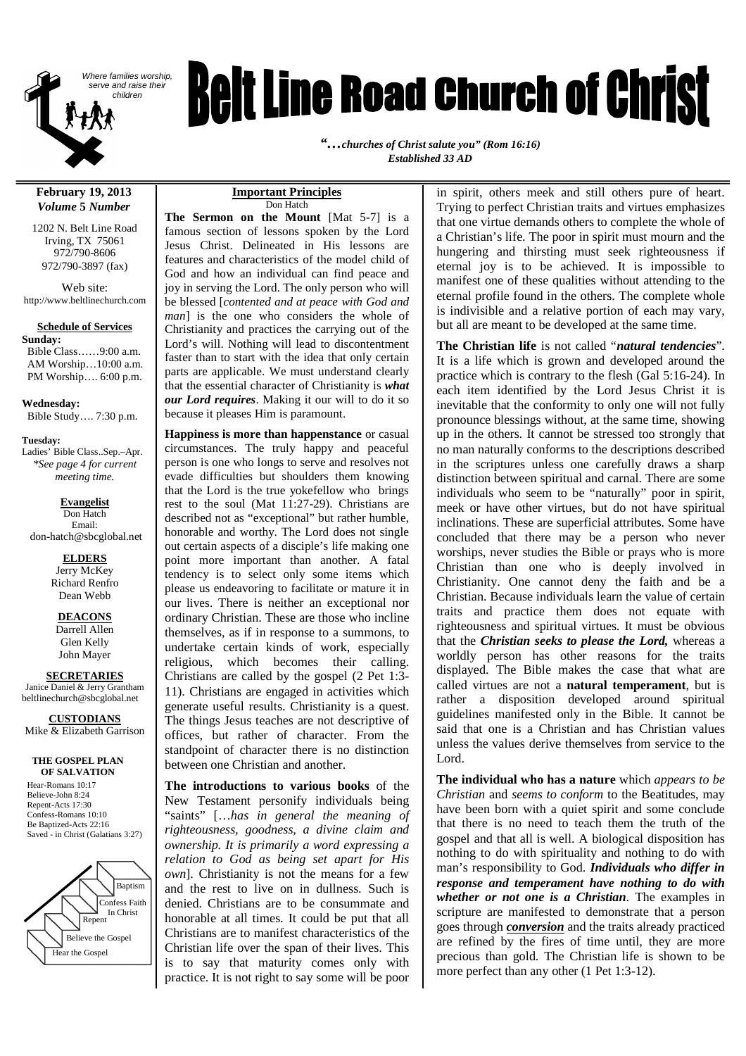# Belt Line Road Church of Christ

*Where families worship, serve and raise their children*

*"…churches of Christ salute you" (Rom 16:16)*
*Established 33 AD*

**February 19, 2013**
***Volume 5 Number***

1202 N. Belt Line Road
Irving, TX 75061
972/790-8606
972/790-3897 (fax)

Web site:
http://www.beltlinechurch.com

**Schedule of Services**

**Sunday:**
Bible Class……9:00 a.m.
AM Worship…10:00 a.m.
PM Worship…. 6:00 p.m.

**Wednesday:**
Bible Study…. 7:30 p.m.

**Tuesday:**
Ladies' Bible Class..Sep.–Apr.
*\*See page 4 for current meeting time.*

**Evangelist**
Don Hatch
Email:
don-hatch@sbcglobal.net

**ELDERS**
Jerry McKey
Richard Renfro
Dean Webb

**DEACONS**
Darrell Allen
Glen Kelly
John Mayer

**SECRETARIES**
Janice Daniel & Jerry Grantham
beltlinechurch@sbcglobal.net

**CUSTODIANS**
Mike & Elizabeth Garrison

**THE GOSPEL PLAN OF SALVATION**

Hear-Romans 10:17
Believe-John 8:24
Repent-Acts 17:30
Confess-Romans 10:10
Be Baptized-Acts 22:16
Saved - in Christ (Galatians 3:27)

Hear the Gospel → Believe the Gospel → Repent → Confess Faith In Christ → Baptism

## Important Principles

Don Hatch

**The Sermon on the Mount** [Mat 5-7] is a famous section of lessons spoken by the Lord Jesus Christ. Delineated in His lessons are features and characteristics of the model child of God and how an individual can find peace and joy in serving the Lord. The only person who will be blessed [*contented and at peace with God and man*] is the one who considers the whole of Christianity and practices the carrying out of the Lord's will. Nothing will lead to discontentment faster than to start with the idea that only certain parts are applicable. We must understand clearly that the essential character of Christianity is ***what our Lord requires***. Making it our will to do it so because it pleases Him is paramount.

**Happiness is more than happenstance** or casual circumstances. The truly happy and peaceful person is one who longs to serve and resolves not evade difficulties but shoulders them knowing that the Lord is the true yokefellow who brings rest to the soul (Mat 11:27-29). Christians are described not as "exceptional" but rather humble, honorable and worthy. The Lord does not single out certain aspects of a disciple's life making one point more important than another. A fatal tendency is to select only some items which please us endeavoring to facilitate or mature it in our lives. There is neither an exceptional nor ordinary Christian. These are those who incline themselves, as if in response to a summons, to undertake certain kinds of work, especially religious, which becomes their calling. Christians are called by the gospel (2 Pet 1:3-11). Christians are engaged in activities which generate useful results. Christianity is a quest. The things Jesus teaches are not descriptive of offices, but rather of character. From the standpoint of character there is no distinction between one Christian and another.

**The introductions to various books** of the New Testament personify individuals being "saints" […*has in general the meaning of righteousness, goodness, a divine claim and ownership. It is primarily a word expressing a relation to God as being set apart for His own*]. Christianity is not the means for a few and the rest to live on in dullness. Such is denied. Christians are to be consummate and honorable at all times. It could be put that all Christians are to manifest characteristics of the Christian life over the span of their lives. This is to say that maturity comes only with practice. It is not right to say some will be poor in spirit, others meek and still others pure of heart. Trying to perfect Christian traits and virtues emphasizes that one virtue demands others to complete the whole of a Christian's life. The poor in spirit must mourn and the hungering and thirsting must seek righteousness if eternal joy is to be achieved. It is impossible to manifest one of these qualities without attending to the eternal profile found in the others. The complete whole is indivisible and a relative portion of each may vary, but all are meant to be developed at the same time.

**The Christian life** is not called "***natural tendencies***". It is a life which is grown and developed around the practice which is contrary to the flesh (Gal 5:16-24). In each item identified by the Lord Jesus Christ it is inevitable that the conformity to only one will not fully pronounce blessings without, at the same time, showing up in the others. It cannot be stressed too strongly that no man naturally conforms to the descriptions described in the scriptures unless one carefully draws a sharp distinction between spiritual and carnal. There are some individuals who seem to be "naturally" poor in spirit, meek or have other virtues, but do not have spiritual inclinations. These are superficial attributes. Some have concluded that there may be a person who never worships, never studies the Bible or prays who is more Christian than one who is deeply involved in Christianity. One cannot deny the faith and be a Christian. Because individuals learn the value of certain traits and practice them does not equate with righteousness and spiritual virtues. It must be obvious that the ***Christian seeks to please the Lord,*** whereas a worldly person has other reasons for the traits displayed. The Bible makes the case that what are called virtues are not a **natural temperament**, but is rather a disposition developed around spiritual guidelines manifested only in the Bible. It cannot be said that one is a Christian and has Christian values unless the values derive themselves from service to the Lord.

**The individual who has a nature** which *appears to be Christian* and *seems to conform* to the Beatitudes, may have been born with a quiet spirit and some conclude that there is no need to teach them the truth of the gospel and that all is well. A biological disposition has nothing to do with spirituality and nothing to do with man's responsibility to God. ***Individuals who differ in response and temperament have nothing to do with whether or not one is a Christian***. The examples in scripture are manifested to demonstrate that a person goes through ***conversion*** and the traits already practiced are refined by the fires of time until, they are more precious than gold. The Christian life is shown to be more perfect than any other (1 Pet 1:3-12).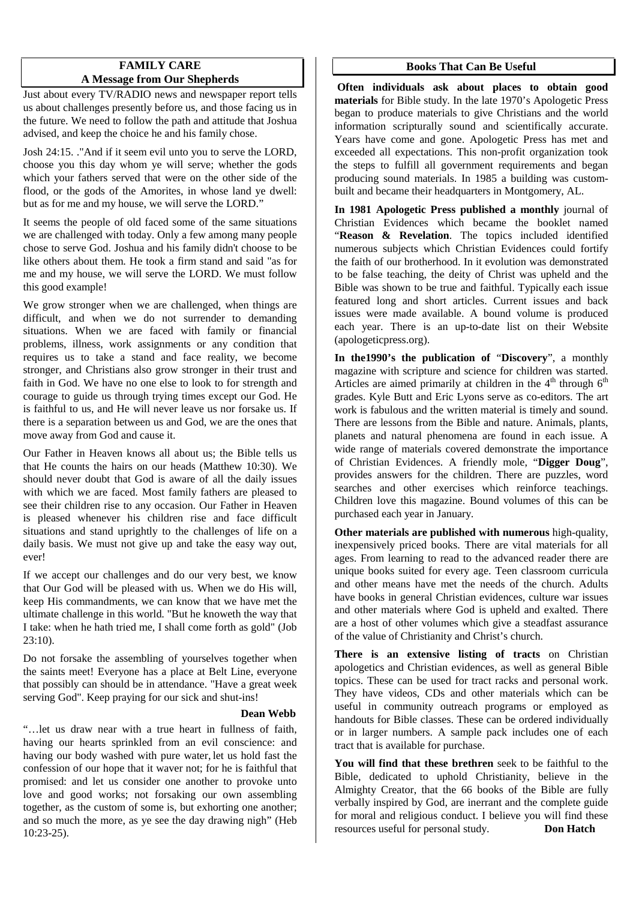## FAMILY CARE
## A Message from Our Shepherds

Just about every TV/RADIO news and newspaper report tells us about challenges presently before us, and those facing us in the future. We need to follow the path and attitude that Joshua advised, and keep the choice he and his family chose.

Josh 24:15. ."And if it seem evil unto you to serve the LORD, choose you this day whom ye will serve; whether the gods which your fathers served that were on the other side of the flood, or the gods of the Amorites, in whose land ye dwell: but as for me and my house, we will serve the LORD."

It seems the people of old faced some of the same situations we are challenged with today. Only a few among many people chose to serve God. Joshua and his family didn't choose to be like others about them. He took a firm stand and said "as for me and my house, we will serve the LORD. We must follow this good example!

We grow stronger when we are challenged, when things are difficult, and when we do not surrender to demanding situations. When we are faced with family or financial problems, illness, work assignments or any condition that requires us to take a stand and face reality, we become stronger, and Christians also grow stronger in their trust and faith in God. We have no one else to look to for strength and courage to guide us through trying times except our God. He is faithful to us, and He will never leave us nor forsake us. If there is a separation between us and God, we are the ones that move away from God and cause it.

Our Father in Heaven knows all about us; the Bible tells us that He counts the hairs on our heads (Matthew 10:30). We should never doubt that God is aware of all the daily issues with which we are faced. Most family fathers are pleased to see their children rise to any occasion. Our Father in Heaven is pleased whenever his children rise and face difficult situations and stand uprightly to the challenges of life on a daily basis. We must not give up and take the easy way out, ever!

If we accept our challenges and do our very best, we know that Our God will be pleased with us. When we do His will, keep His commandments, we can know that we have met the ultimate challenge in this world. "But he knoweth the way that I take: when he hath tried me, I shall come forth as gold" (Job 23:10).

Do not forsake the assembling of yourselves together when the saints meet! Everyone has a place at Belt Line, everyone that possibly can should be in attendance. "Have a great week serving God". Keep praying for our sick and shut-ins!

**Dean Webb**

"…let us draw near with a true heart in fullness of faith, having our hearts sprinkled from an evil conscience: and having our body washed with pure water, let us hold fast the confession of our hope that it waver not; for he is faithful that promised: and let us consider one another to provoke unto love and good works; not forsaking our own assembling together, as the custom of some is, but exhorting one another; and so much the more, as ye see the day drawing nigh" (Heb 10:23-25).

## Books That Can Be Useful

**Often individuals ask about places to obtain good materials** for Bible study. In the late 1970's Apologetic Press began to produce materials to give Christians and the world information scripturally sound and scientifically accurate. Years have come and gone. Apologetic Press has met and exceeded all expectations. This non-profit organization took the steps to fulfill all government requirements and began producing sound materials. In 1985 a building was custom-built and became their headquarters in Montgomery, AL.

**In 1981 Apologetic Press published a monthly** journal of Christian Evidences which became the booklet named "**Reason & Revelation**. The topics included identified numerous subjects which Christian Evidences could fortify the faith of our brotherhood. In it evolution was demonstrated to be false teaching, the deity of Christ was upheld and the Bible was shown to be true and faithful. Typically each issue featured long and short articles. Current issues and back issues were made available. A bound volume is produced each year. There is an up-to-date list on their Website (apologeticpress.org).

**In the1990's the publication of** "**Discovery**", a monthly magazine with scripture and science for children was started. Articles are aimed primarily at children in the 4th through 6th grades. Kyle Butt and Eric Lyons serve as co-editors. The art work is fabulous and the written material is timely and sound. There are lessons from the Bible and nature. Animals, plants, planets and natural phenomena are found in each issue. A wide range of materials covered demonstrate the importance of Christian Evidences. A friendly mole, "**Digger Doug**", provides answers for the children. There are puzzles, word searches and other exercises which reinforce teachings. Children love this magazine. Bound volumes of this can be purchased each year in January.

**Other materials are published with numerous** high-quality, inexpensively priced books. There are vital materials for all ages. From learning to read to the advanced reader there are unique books suited for every age. Teen classroom curricula and other means have met the needs of the church. Adults have books in general Christian evidences, culture war issues and other materials where God is upheld and exalted. There are a host of other volumes which give a steadfast assurance of the value of Christianity and Christ's church.

**There is an extensive listing of tracts** on Christian apologetics and Christian evidences, as well as general Bible topics. These can be used for tract racks and personal work. They have videos, CDs and other materials which can be useful in community outreach programs or employed as handouts for Bible classes. These can be ordered individually or in larger numbers. A sample pack includes one of each tract that is available for purchase.

**You will find that these brethren** seek to be faithful to the Bible, dedicated to uphold Christianity, believe in the Almighty Creator, that the 66 books of the Bible are fully verbally inspired by God, are inerrant and the complete guide for moral and religious conduct. I believe you will find these resources useful for personal study. **Don Hatch**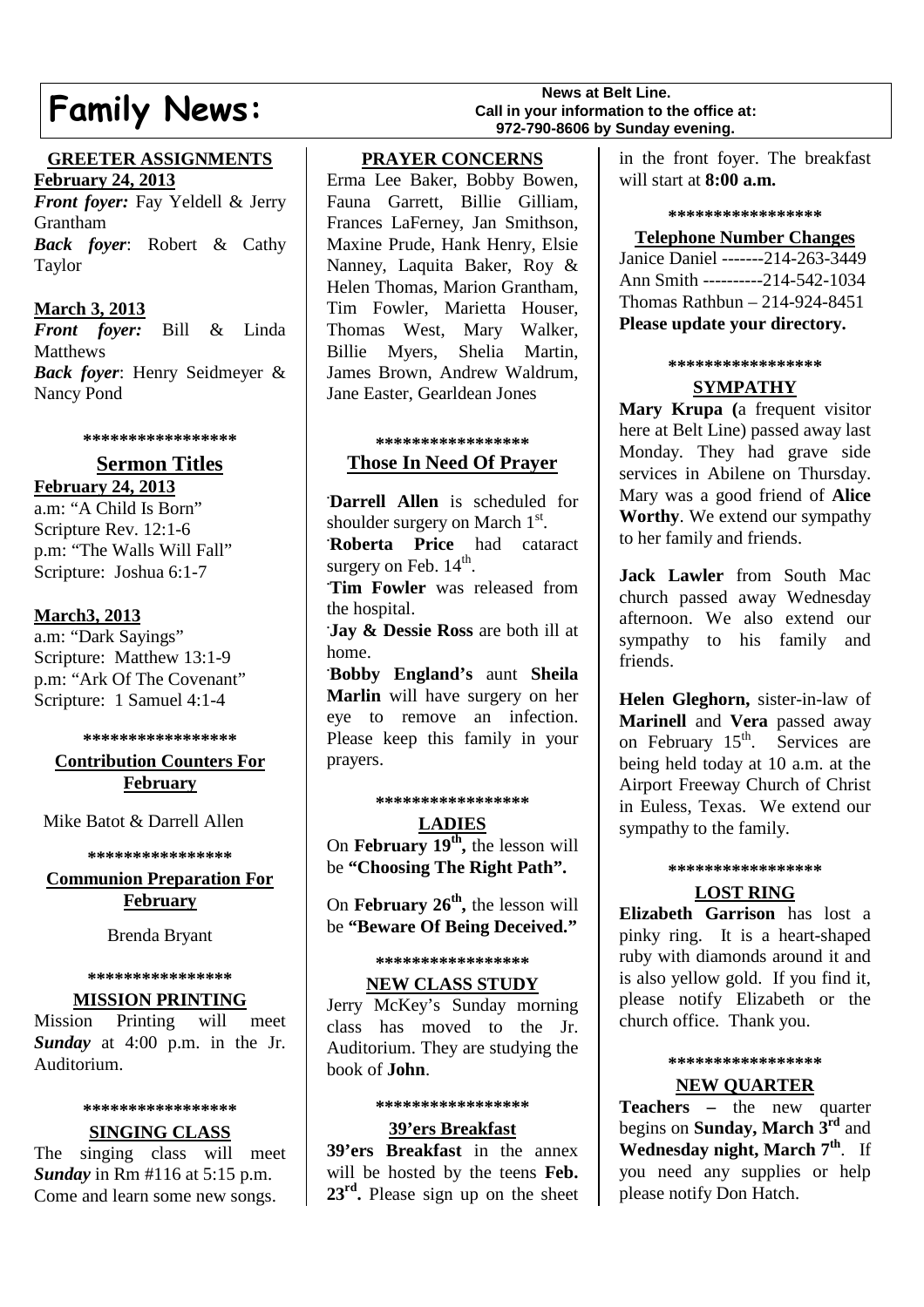# Family News:

**News at Belt Line.**
**Call in your information to the office at:**
**972-790-8606 by Sunday evening.**

## GREETER ASSIGNMENTS

**February 24, 2013**

***Front foyer:*** Fay Yeldell & Jerry Grantham

***Back foyer***: Robert & Cathy Taylor

**March 3, 2013**

***Front foyer:*** Bill & Linda Matthews

***Back foyer***: Henry Seidmeyer & Nancy Pond

\*\*\*\*\*\*\*\*\*\*\*\*\*\*\*\*\*

## Sermon Titles

**February 24, 2013**

a.m: "A Child Is Born"
Scripture Rev. 12:1-6
p.m: "The Walls Will Fall"
Scripture: Joshua 6:1-7

**March3, 2013**

a.m: "Dark Sayings"
Scripture: Matthew 13:1-9
p.m: "Ark Of The Covenant"
Scripture: 1 Samuel 4:1-4

\*\*\*\*\*\*\*\*\*\*\*\*\*\*\*\*\*

## Contribution Counters For February

Mike Batot & Darrell Allen

\*\*\*\*\*\*\*\*\*\*\*\*\*\*\*\*

## Communion Preparation For February

Brenda Bryant

\*\*\*\*\*\*\*\*\*\*\*\*\*\*\*\*

## MISSION PRINTING

Mission Printing will meet ***Sunday*** at 4:00 p.m. in the Jr. Auditorium.

\*\*\*\*\*\*\*\*\*\*\*\*\*\*\*\*\*

## SINGING CLASS

The singing class will meet ***Sunday*** in Rm #116 at 5:15 p.m. Come and learn some new songs.

## PRAYER CONCERNS

Erma Lee Baker, Bobby Bowen, Fauna Garrett, Billie Gilliam, Frances LaFerney, Jan Smithson, Maxine Prude, Hank Henry, Elsie Nanney, Laquita Baker, Roy & Helen Thomas, Marion Grantham, Tim Fowler, Marietta Houser, Thomas West, Mary Walker, Billie Myers, Shelia Martin, James Brown, Andrew Waldrum, Jane Easter, Gearldean Jones

\*\*\*\*\*\*\*\*\*\*\*\*\*\*\*\*\*

## Those In Need Of Prayer

·**Darrell Allen** is scheduled for shoulder surgery on March 1st.

·**Roberta Price** had cataract surgery on Feb. 14th.

·**Tim Fowler** was released from the hospital.

·**Jay & Dessie Ross** are both ill at home.

·**Bobby England's** aunt **Sheila Marlin** will have surgery on her eye to remove an infection. Please keep this family in your prayers.

\*\*\*\*\*\*\*\*\*\*\*\*\*\*\*\*\*

## LADIES

On **February 19th,** the lesson will be **"Choosing The Right Path".**

On **February 26th,** the lesson will be **"Beware Of Being Deceived."**

\*\*\*\*\*\*\*\*\*\*\*\*\*\*\*\*\*

## NEW CLASS STUDY

Jerry McKey's Sunday morning class has moved to the Jr. Auditorium. They are studying the book of **John**.

\*\*\*\*\*\*\*\*\*\*\*\*\*\*\*\*\*

## 39'ers Breakfast

**39'ers Breakfast** in the annex will be hosted by the teens **Feb. 23rd.** Please sign up on the sheet in the front foyer. The breakfast will start at **8:00 a.m.**

\*\*\*\*\*\*\*\*\*\*\*\*\*\*\*\*\*

## Telephone Number Changes

Janice Daniel -------214-263-3449
Ann Smith ----------214-542-1034
Thomas Rathbun – 214-924-8451
**Please update your directory.**

\*\*\*\*\*\*\*\*\*\*\*\*\*\*\*\*\*

## SYMPATHY

**Mary Krupa (**a frequent visitor here at Belt Line) passed away last Monday. They had grave side services in Abilene on Thursday. Mary was a good friend of **Alice Worthy**. We extend our sympathy to her family and friends.

**Jack Lawler** from South Mac church passed away Wednesday afternoon. We also extend our sympathy to his family and friends.

**Helen Gleghorn,** sister-in-law of **Marinell** and **Vera** passed away on February 15th. Services are being held today at 10 a.m. at the Airport Freeway Church of Christ in Euless, Texas. We extend our sympathy to the family.

\*\*\*\*\*\*\*\*\*\*\*\*\*\*\*\*\*

## LOST RING

**Elizabeth Garrison** has lost a pinky ring. It is a heart-shaped ruby with diamonds around it and is also yellow gold. If you find it, please notify Elizabeth or the church office. Thank you.

\*\*\*\*\*\*\*\*\*\*\*\*\*\*\*\*\*

## NEW QUARTER

**Teachers –** the new quarter begins on **Sunday, March 3rd** and **Wednesday night, March 7th**. If you need any supplies or help please notify Don Hatch.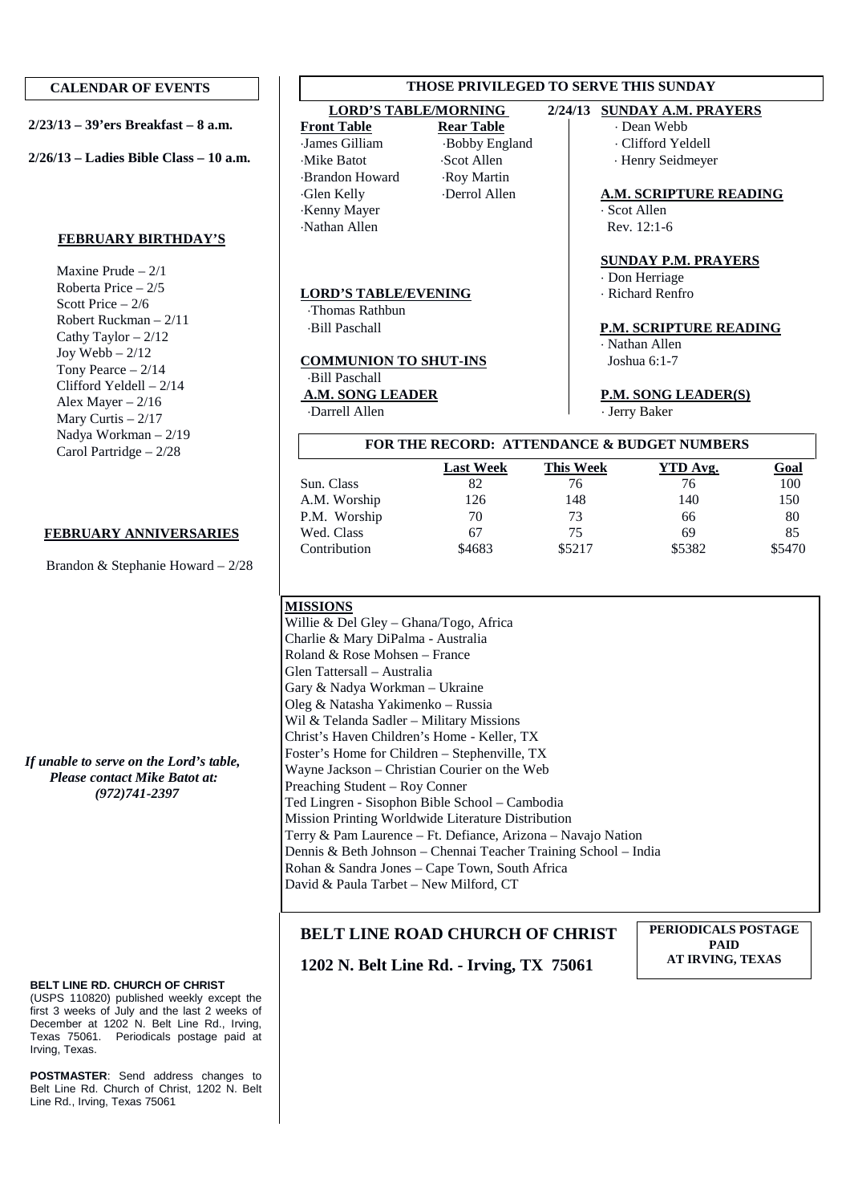## CALENDAR OF EVENTS

**2/23/13 – 39'ers Breakfast – 8 a.m.**

**2/26/13 – Ladies Bible Class – 10 a.m.**

### FEBRUARY BIRTHDAY'S

Maxine Prude – 2/1
Roberta Price – 2/5
Scott Price – 2/6
Robert Ruckman – 2/11
Cathy Taylor – 2/12
Joy Webb – 2/12
Tony Pearce – 2/14
Clifford Yeldell – 2/14
Alex Mayer – 2/16
Mary Curtis – 2/17
Nadya Workman – 2/19
Carol Partridge – 2/28

### FEBRUARY ANNIVERSARIES

Brandon & Stephanie Howard – 2/28

***If unable to serve on the Lord's table, Please contact Mike Batot at: (972)741-2397***

**BELT LINE RD. CHURCH OF CHRIST**
(USPS 110820) published weekly except the first 3 weeks of July and the last 2 weeks of December at 1202 N. Belt Line Rd., Irving, Texas 75061. Periodicals postage paid at Irving, Texas.

**POSTMASTER**: Send address changes to Belt Line Rd. Church of Christ, 1202 N. Belt Line Rd., Irving, Texas 75061

## THOSE PRIVILEGED TO SERVE THIS SUNDAY

**LORD'S TABLE/MORNING** 2/24/13

| Front Table | Rear Table |
|---|---|
| ·James Gilliam | ·Bobby England |
| ·Mike Batot | ·Scot Allen |
| ·Brandon Howard | ·Roy Martin |
| ·Glen Kelly | ·Derrol Allen |
| ·Kenny Mayer | |
| ·Nathan Allen | |

**LORD'S TABLE/EVENING**
·Thomas Rathbun
·Bill Paschall

**COMMUNION TO SHUT-INS**
·Bill Paschall

**A.M. SONG LEADER**
·Darrell Allen

**SUNDAY A.M. PRAYERS**
· Dean Webb
· Clifford Yeldell
· Henry Seidmeyer

**A.M. SCRIPTURE READING**
· Scot Allen
Rev. 12:1-6

**SUNDAY P.M. PRAYERS**
· Don Herriage
· Richard Renfro

**P.M. SCRIPTURE READING**
· Nathan Allen
Joshua 6:1-7

**P.M. SONG LEADER(S)**
· Jerry Baker

## FOR THE RECORD: ATTENDANCE & BUDGET NUMBERS

| | Last Week | This Week | YTD Avg. | Goal |
|---|---|---|---|---|
| Sun. Class | 82 | 76 | 76 | 100 |
| A.M. Worship | 126 | 148 | 140 | 150 |
| P.M. Worship | 70 | 73 | 66 | 80 |
| Wed. Class | 67 | 75 | 69 | 85 |
| Contribution | $4683 | $5217 | $5382 | $5470 |

## MISSIONS

Willie & Del Gley – Ghana/Togo, Africa
Charlie & Mary DiPalma - Australia
Roland & Rose Mohsen – France
Glen Tattersall – Australia
Gary & Nadya Workman – Ukraine
Oleg & Natasha Yakimenko – Russia
Wil & Telanda Sadler – Military Missions
Christ's Haven Children's Home - Keller, TX
Foster's Home for Children – Stephenville, TX
Wayne Jackson – Christian Courier on the Web
Preaching Student – Roy Conner
Ted Lingren - Sisophon Bible School – Cambodia
Mission Printing Worldwide Literature Distribution
Terry & Pam Laurence – Ft. Defiance, Arizona – Navajo Nation
Dennis & Beth Johnson – Chennai Teacher Training School – India
Rohan & Sandra Jones – Cape Town, South Africa
David & Paula Tarbet – New Milford, CT

## BELT LINE ROAD CHURCH OF CHRIST

**1202 N. Belt Line Rd. - Irving, TX 75061**

**PERIODICALS POSTAGE PAID AT IRVING, TEXAS**